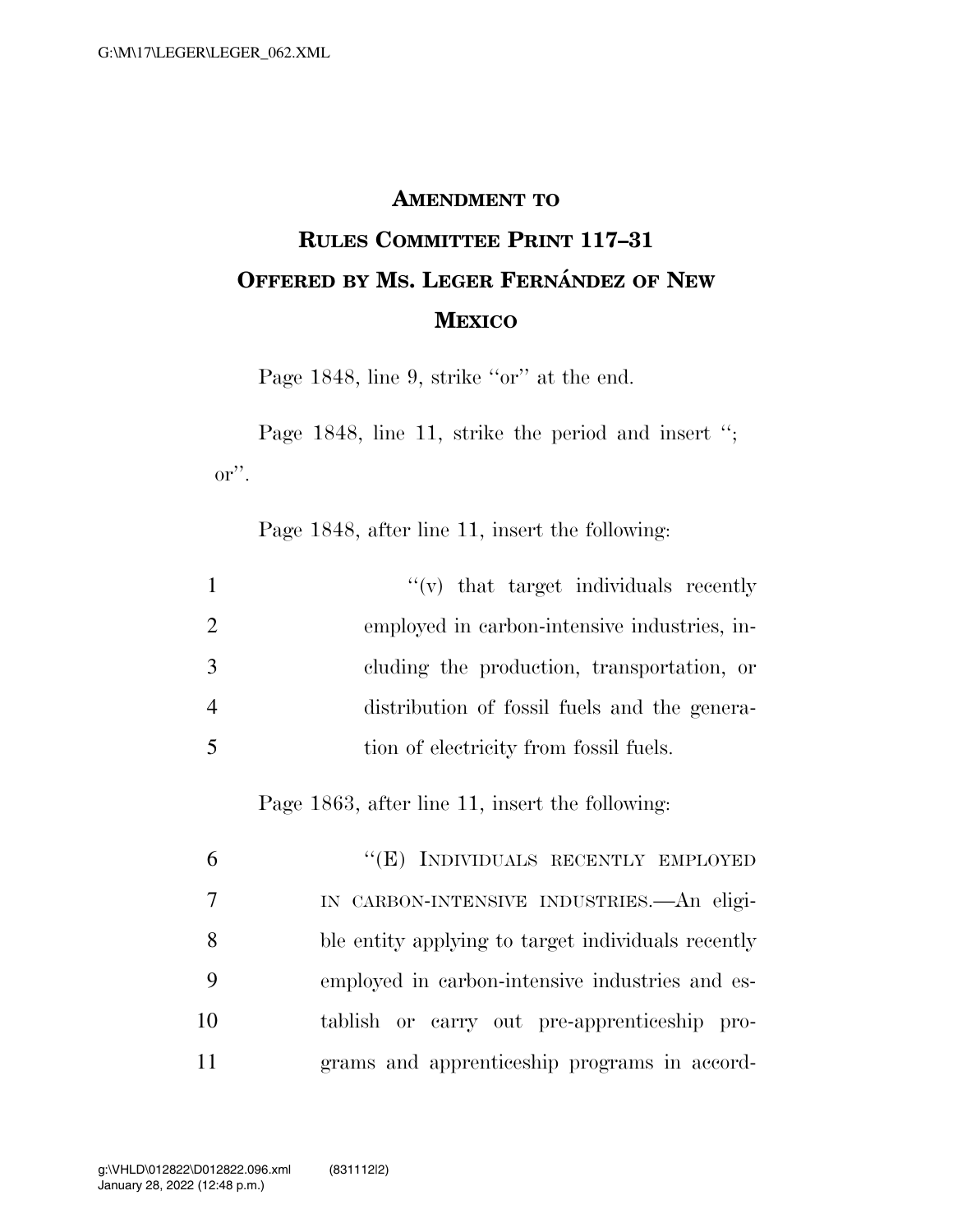# AMENDMENT TO RULES COMMITTEE PRINT 117–31 OFFERED BY MS. LEGER FERNÁNDEZ OF NEW MEXICO

Page 1848, line 9, strike "or" at the end.

Page 1848, line 11, strike the period and insert "; or".

Page 1848, after line 11, insert the following:

"(v) that target individuals recently employed in carbon-intensive industries, including the production, transportation, or distribution of fossil fuels and the generation of electricity from fossil fuels.

Page 1863, after line 11, insert the following:

"(E) INDIVIDUALS RECENTLY EMPLOYED IN CARBON-INTENSIVE INDUSTRIES.—An eligible entity applying to target individuals recently employed in carbon-intensive industries and establish or carry out pre-apprenticeship programs and apprenticeship programs in accord-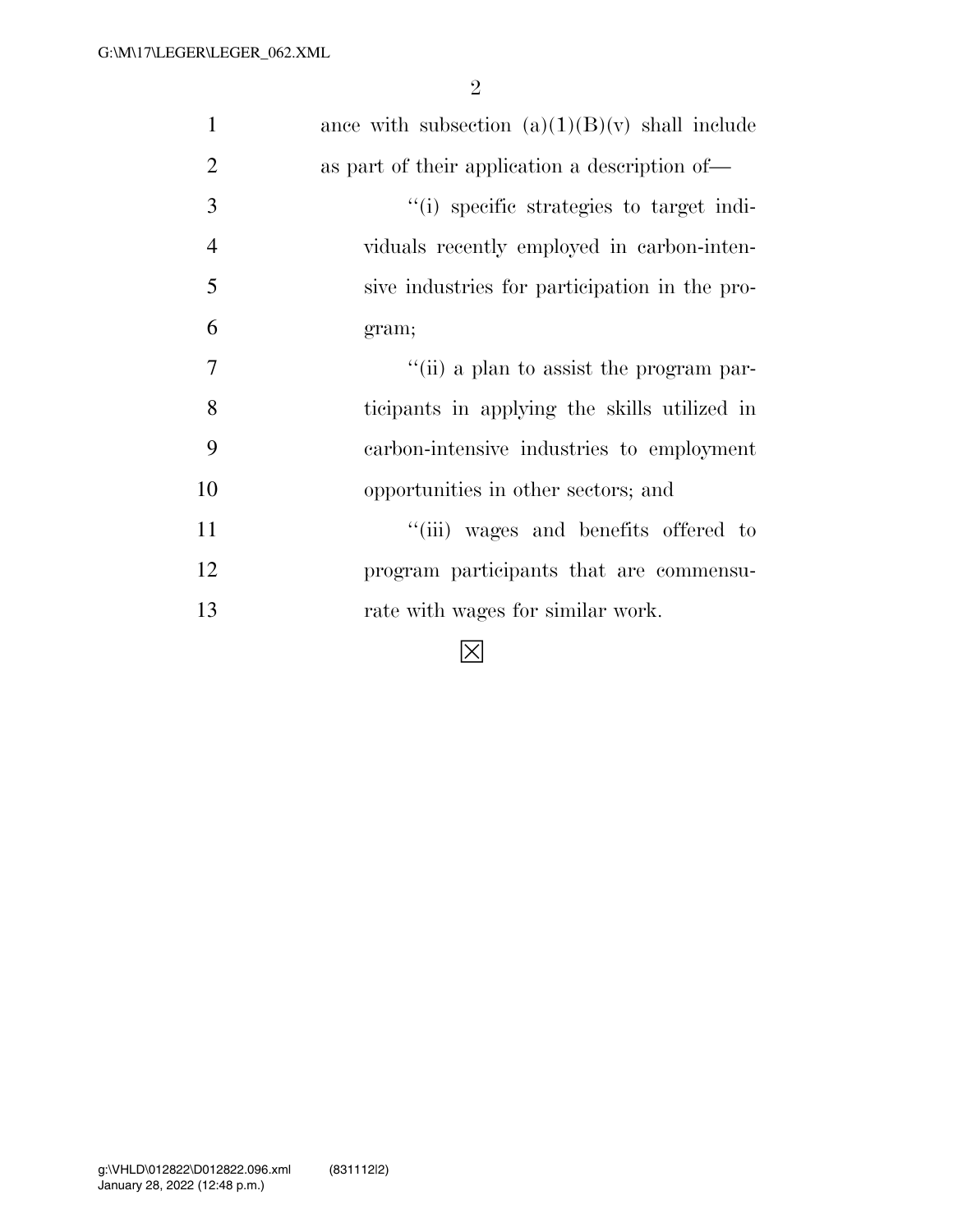ance with subsection (a)(1)(B)(v) shall include as part of their application a description of—

"(i) specific strategies to target individuals recently employed in carbon-intensive industries for participation in the program;

"(ii) a plan to assist the program participants in applying the skills utilized in carbon-intensive industries to employment opportunities in other sectors; and

"(iii) wages and benefits offered to program participants that are commensurate with wages for similar work.